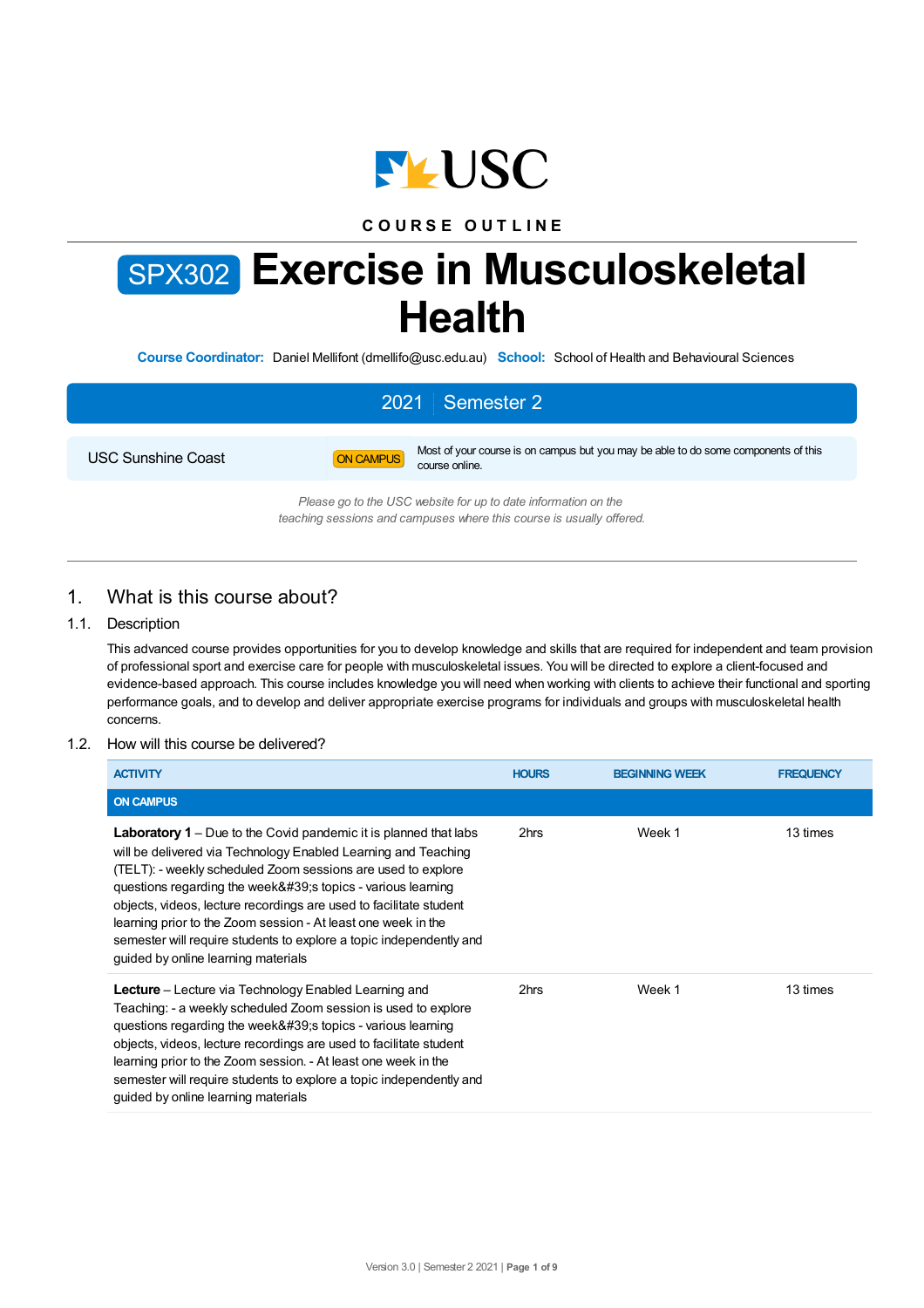USC

COURSE OUTLINE

# SPX302 Exercise in Musculoskeletal Health

**Course Coordinator:** Daniel Mellifont (dmellifo@usc.edu.au) **School:** School of Health and Behavioural Sciences

## 2021 | Semester 2

| USC Sunshine Coast | ON CAMPUS | Most of your course is on campus but you may be able to do some components of this course online. |
|---|---|---|

*Please go to the USC website for up to date information on the teaching sessions and campuses where this course is usually offered.*

## 1. What is this course about?

### 1.1. Description

This advanced course provides opportunities for you to develop knowledge and skills that are required for independent and team provision of professional sport and exercise care for people with musculoskeletal issues. You will be directed to explore a client-focused and evidence-based approach. This course includes knowledge you will need when working with clients to achieve their functional and sporting performance goals, and to develop and deliver appropriate exercise programs for individuals and groups with musculoskeletal health concerns.

### 1.2. How will this course be delivered?

| ACTIVITY | HOURS | BEGINNING WEEK | FREQUENCY |
|---|---|---|---|
| **ON CAMPUS** | | | |
| **Laboratory 1** – Due to the Covid pandemic it is planned that labs will be delivered via Technology Enabled Learning and Teaching (TELT): - weekly scheduled Zoom sessions are used to explore questions regarding the week&#39;s topics - various learning objects, videos, lecture recordings are used to facilitate student learning prior to the Zoom session - At least one week in the semester will require students to explore a topic independently and guided by online learning materials | 2hrs | Week 1 | 13 times |
| **Lecture** – Lecture via Technology Enabled Learning and Teaching: - a weekly scheduled Zoom session is used to explore questions regarding the week&#39;s topics - various learning objects, videos, lecture recordings are used to facilitate student learning prior to the Zoom session. - At least one week in the semester will require students to explore a topic independently and guided by online learning materials | 2hrs | Week 1 | 13 times |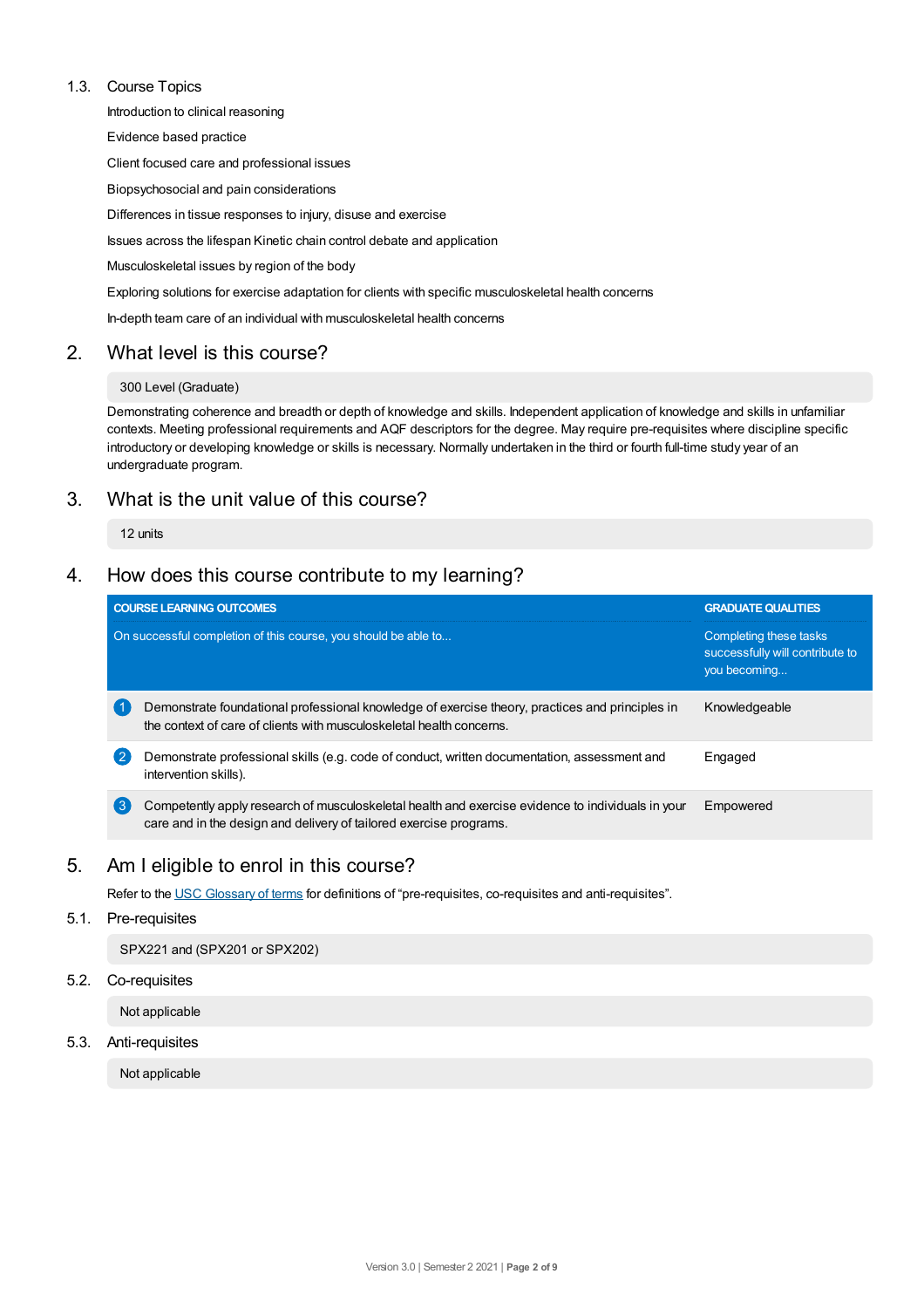### 1.3. Course Topics

Introduction to clinical reasoning

Evidence based practice

Client focused care and professional issues

Biopsychosocial and pain considerations

Differences in tissue responses to injury, disuse and exercise

Issues across the lifespan Kinetic chain control debate and application

Musculoskeletal issues by region of the body

Exploring solutions for exercise adaptation for clients with specific musculoskeletal health concerns

In-depth team care of an individual with musculoskeletal health concerns

## 2. What level is this course?

300 Level (Graduate)

Demonstrating coherence and breadth or depth of knowledge and skills. Independent application of knowledge and skills in unfamiliar contexts. Meeting professional requirements and AQF descriptors for the degree. May require pre-requisites where discipline specific introductory or developing knowledge or skills is necessary. Normally undertaken in the third or fourth full-time study year of an undergraduate program.

## 3. What is the unit value of this course?

12 units

## 4. How does this course contribute to my learning?

| COURSE LEARNING OUTCOMES<br>On successful completion of this course, you should be able to... | GRADUATE QUALITIES<br>Completing these tasks successfully will contribute to you becoming... |
|---|---|
| 1 Demonstrate foundational professional knowledge of exercise theory, practices and principles in the context of care of clients with musculoskeletal health concerns. | Knowledgeable |
| 2 Demonstrate professional skills (e.g. code of conduct, written documentation, assessment and intervention skills). | Engaged |
| 3 Competently apply research of musculoskeletal health and exercise evidence to individuals in your care and in the design and delivery of tailored exercise programs. | Empowered |

## 5. Am I eligible to enrol in this course?

Refer to the USC Glossary of terms for definitions of "pre-requisites, co-requisites and anti-requisites".

### 5.1. Pre-requisites

SPX221 and (SPX201 or SPX202)

### 5.2. Co-requisites

Not applicable

### 5.3. Anti-requisites

Not applicable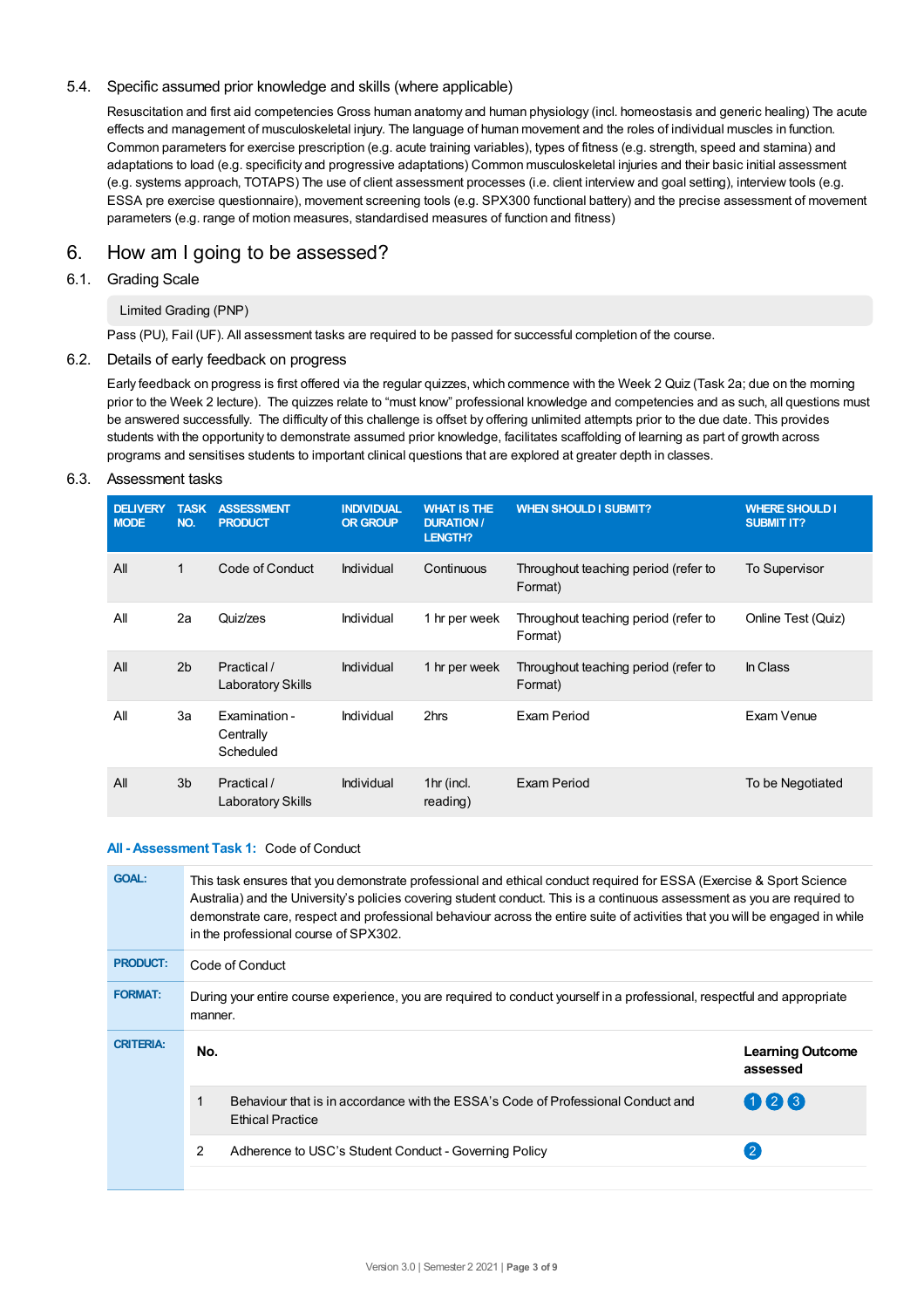### 5.4. Specific assumed prior knowledge and skills (where applicable)

Resuscitation and first aid competencies Gross human anatomy and human physiology (incl. homeostasis and generic healing) The acute effects and management of musculoskeletal injury. The language of human movement and the roles of individual muscles in function. Common parameters for exercise prescription (e.g. acute training variables), types of fitness (e.g. strength, speed and stamina) and adaptations to load (e.g. specificity and progressive adaptations) Common musculoskeletal injuries and their basic initial assessment (e.g. systems approach, TOTAPS) The use of client assessment processes (i.e. client interview and goal setting), interview tools (e.g. ESSA pre exercise questionnaire), movement screening tools (e.g. SPX300 functional battery) and the precise assessment of movement parameters (e.g. range of motion measures, standardised measures of function and fitness)

## 6. How am I going to be assessed?

### 6.1. Grading Scale

Limited Grading (PNP)

Pass (PU), Fail (UF). All assessment tasks are required to be passed for successful completion of the course.

### 6.2. Details of early feedback on progress

Early feedback on progress is first offered via the regular quizzes, which commence with the Week 2 Quiz (Task 2a; due on the morning prior to the Week 2 lecture). The quizzes relate to "must know" professional knowledge and competencies and as such, all questions must be answered successfully. The difficulty of this challenge is offset by offering unlimited attempts prior to the due date. This provides students with the opportunity to demonstrate assumed prior knowledge, facilitates scaffolding of learning as part of growth across programs and sensitises students to important clinical questions that are explored at greater depth in classes.

### 6.3. Assessment tasks

| DELIVERY MODE | TASK NO. | ASSESSMENT PRODUCT | INDIVIDUAL OR GROUP | WHAT IS THE DURATION / LENGTH? | WHEN SHOULD I SUBMIT? | WHERE SHOULD I SUBMIT IT? |
|---|---|---|---|---|---|---|
| All | 1 | Code of Conduct | Individual | Continuous | Throughout teaching period (refer to Format) | To Supervisor |
| All | 2a | Quiz/zes | Individual | 1 hr per week | Throughout teaching period (refer to Format) | Online Test (Quiz) |
| All | 2b | Practical / Laboratory Skills | Individual | 1 hr per week | Throughout teaching period (refer to Format) | In Class |
| All | 3a | Examination - Centrally Scheduled | Individual | 2hrs | Exam Period | Exam Venue |
| All | 3b | Practical / Laboratory Skills | Individual | 1hr (incl. reading) | Exam Period | To be Negotiated |

**All - Assessment Task 1:** Code of Conduct

| | |
|---|---|
| **GOAL:** | This task ensures that you demonstrate professional and ethical conduct required for ESSA (Exercise & Sport Science Australia) and the University's policies covering student conduct. This is a continuous assessment as you are required to demonstrate care, respect and professional behaviour across the entire suite of activities that you will be engaged in while in the professional course of SPX302. |
| **PRODUCT:** | Code of Conduct |
| **FORMAT:** | During your entire course experience, you are required to conduct yourself in a professional, respectful and appropriate manner. |
| **CRITERIA:** | |

| No. | | Learning Outcome assessed |
|---|---|---|
| 1 | Behaviour that is in accordance with the ESSA's Code of Professional Conduct and Ethical Practice | 1 2 3 |
| 2 | Adherence to USC's Student Conduct - Governing Policy | 2 |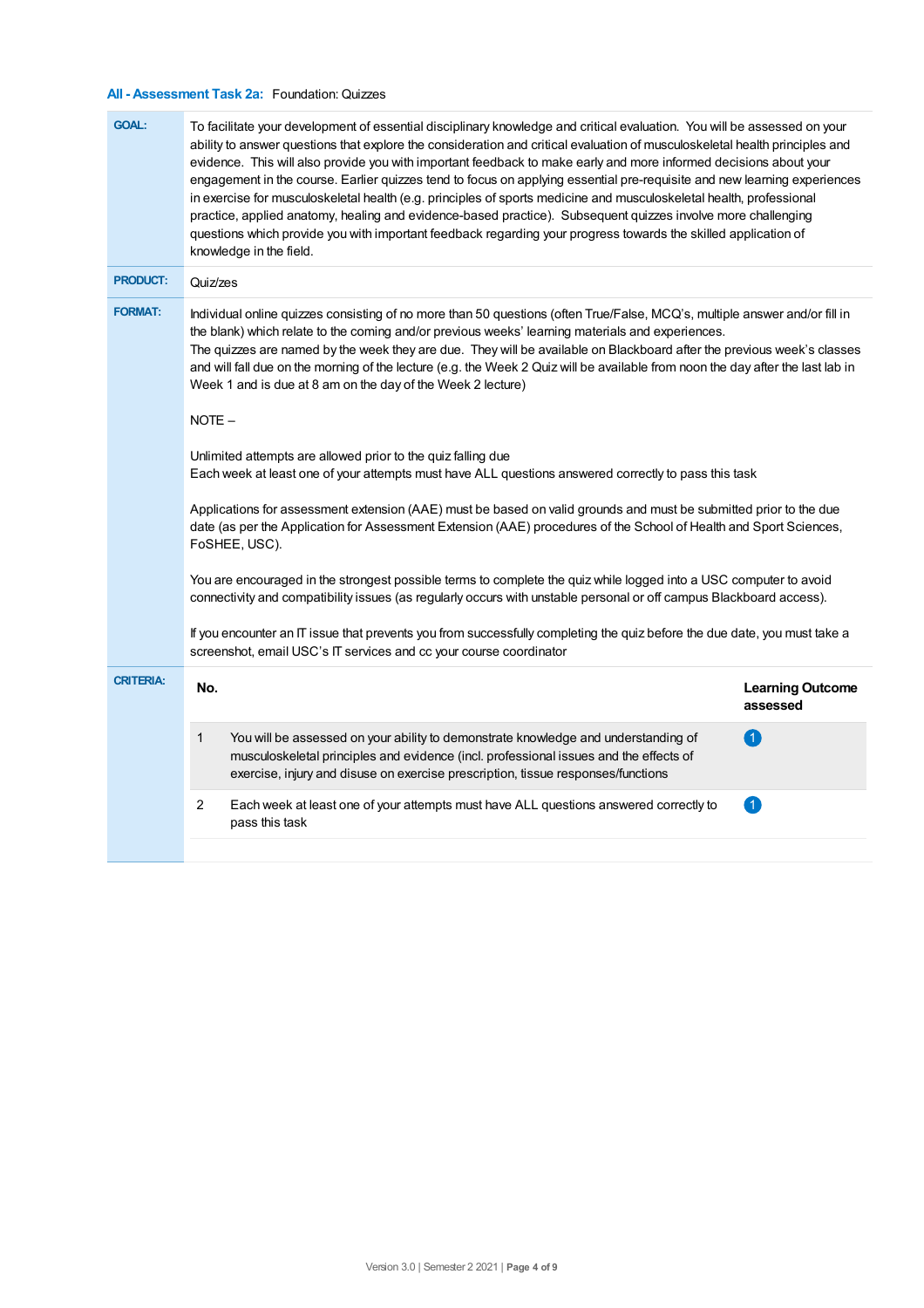### All - Assessment Task 2a: Foundation: Quizzes

| | |
|---|---|
| **GOAL:** | To facilitate your development of essential disciplinary knowledge and critical evaluation. You will be assessed on your ability to answer questions that explore the consideration and critical evaluation of musculoskeletal health principles and evidence. This will also provide you with important feedback to make early and more informed decisions about your engagement in the course. Earlier quizzes tend to focus on applying essential pre-requisite and new learning experiences in exercise for musculoskeletal health (e.g. principles of sports medicine and musculoskeletal health, professional practice, applied anatomy, healing and evidence-based practice). Subsequent quizzes involve more challenging questions which provide you with important feedback regarding your progress towards the skilled application of knowledge in the field. |
| **PRODUCT:** | Quiz/zes |
| **FORMAT:** | Individual online quizzes consisting of no more than 50 questions (often True/False, MCQ's, multiple answer and/or fill in the blank) which relate to the coming and/or previous weeks' learning materials and experiences.<br>The quizzes are named by the week they are due. They will be available on Blackboard after the previous week's classes and will fall due on the morning of the lecture (e.g. the Week 2 Quiz will be available from noon the day after the last lab in Week 1 and is due at 8 am on the day of the Week 2 lecture)<br><br>NOTE –<br><br>Unlimited attempts are allowed prior to the quiz falling due<br>Each week at least one of your attempts must have ALL questions answered correctly to pass this task<br><br>Applications for assessment extension (AAE) must be based on valid grounds and must be submitted prior to the due date (as per the Application for Assessment Extension (AAE) procedures of the School of Health and Sport Sciences, FoSHEE, USC).<br><br>You are encouraged in the strongest possible terms to complete the quiz while logged into a USC computer to avoid connectivity and compatibility issues (as regularly occurs with unstable personal or off campus Blackboard access).<br><br>If you encounter an IT issue that prevents you from successfully completing the quiz before the due date, you must take a screenshot, email USC's IT services and cc your course coordinator |

**CRITERIA:**

| No. | | Learning Outcome assessed |
|---|---|---|
| 1 | You will be assessed on your ability to demonstrate knowledge and understanding of musculoskeletal principles and evidence (incl. professional issues and the effects of exercise, injury and disuse on exercise prescription, tissue responses/functions | 1 |
| 2 | Each week at least one of your attempts must have ALL questions answered correctly to pass this task | 1 |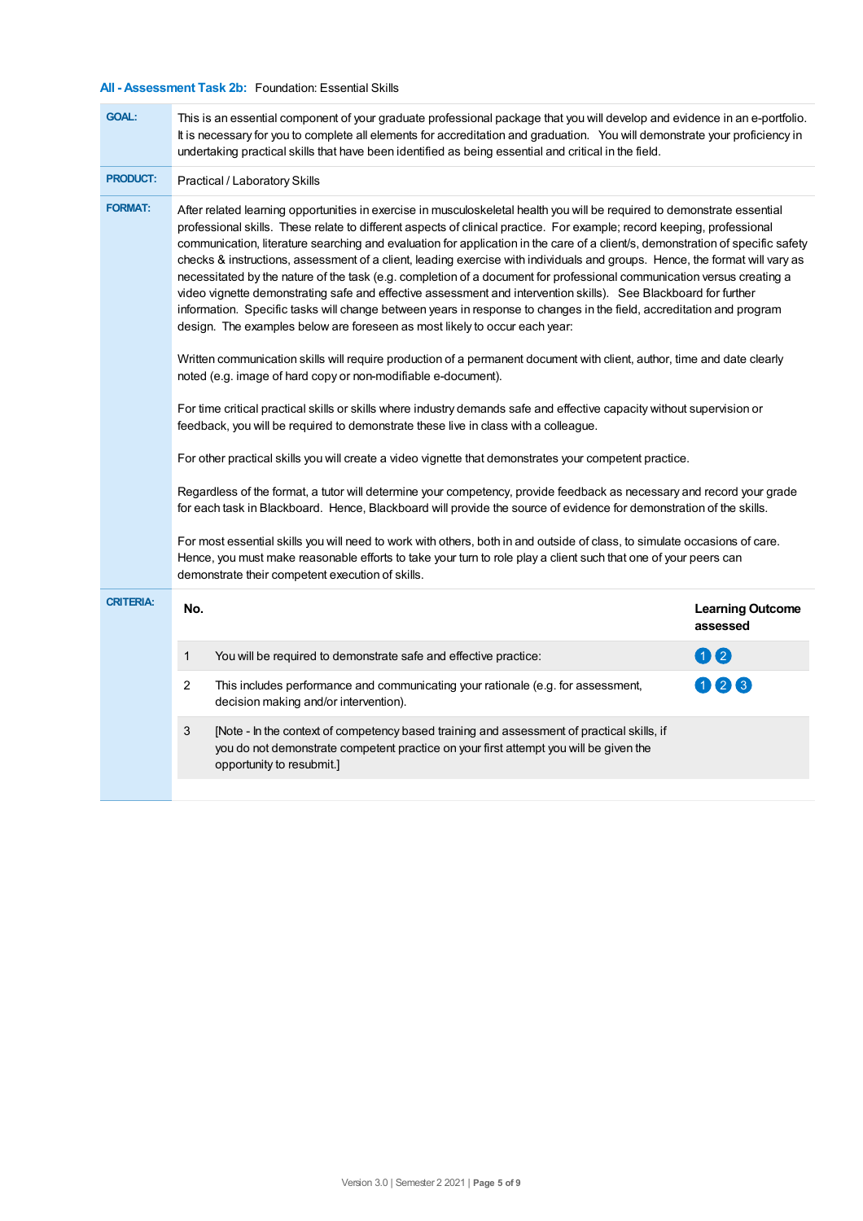## All - Assessment Task 2b: Foundation: Essential Skills

**GOAL:** This is an essential component of your graduate professional package that you will develop and evidence in an e-portfolio. It is necessary for you to complete all elements for accreditation and graduation. You will demonstrate your proficiency in undertaking practical skills that have been identified as being essential and critical in the field.

**PRODUCT:** Practical / Laboratory Skills

**FORMAT:** After related learning opportunities in exercise in musculoskeletal health you will be required to demonstrate essential professional skills. These relate to different aspects of clinical practice. For example; record keeping, professional communication, literature searching and evaluation for application in the care of a client/s, demonstration of specific safety checks & instructions, assessment of a client, leading exercise with individuals and groups. Hence, the format will vary as necessitated by the nature of the task (e.g. completion of a document for professional communication versus creating a video vignette demonstrating safe and effective assessment and intervention skills). See Blackboard for further information. Specific tasks will change between years in response to changes in the field, accreditation and program design. The examples below are foreseen as most likely to occur each year:

Written communication skills will require production of a permanent document with client, author, time and date clearly noted (e.g. image of hard copy or non-modifiable e-document).

For time critical practical skills or skills where industry demands safe and effective capacity without supervision or feedback, you will be required to demonstrate these live in class with a colleague.

For other practical skills you will create a video vignette that demonstrates your competent practice.

Regardless of the format, a tutor will determine your competency, provide feedback as necessary and record your grade for each task in Blackboard. Hence, Blackboard will provide the source of evidence for demonstration of the skills.

For most essential skills you will need to work with others, both in and outside of class, to simulate occasions of care. Hence, you must make reasonable efforts to take your turn to role play a client such that one of your peers can demonstrate their competent execution of skills.

**CRITERIA:**

| No. | | Learning Outcome assessed |
|---|---|---|
| 1 | You will be required to demonstrate safe and effective practice: | 1 2 |
| 2 | This includes performance and communicating your rationale (e.g. for assessment, decision making and/or intervention). | 1 2 3 |
| 3 | [Note - In the context of competency based training and assessment of practical skills, if you do not demonstrate competent practice on your first attempt you will be given the opportunity to resubmit.] | |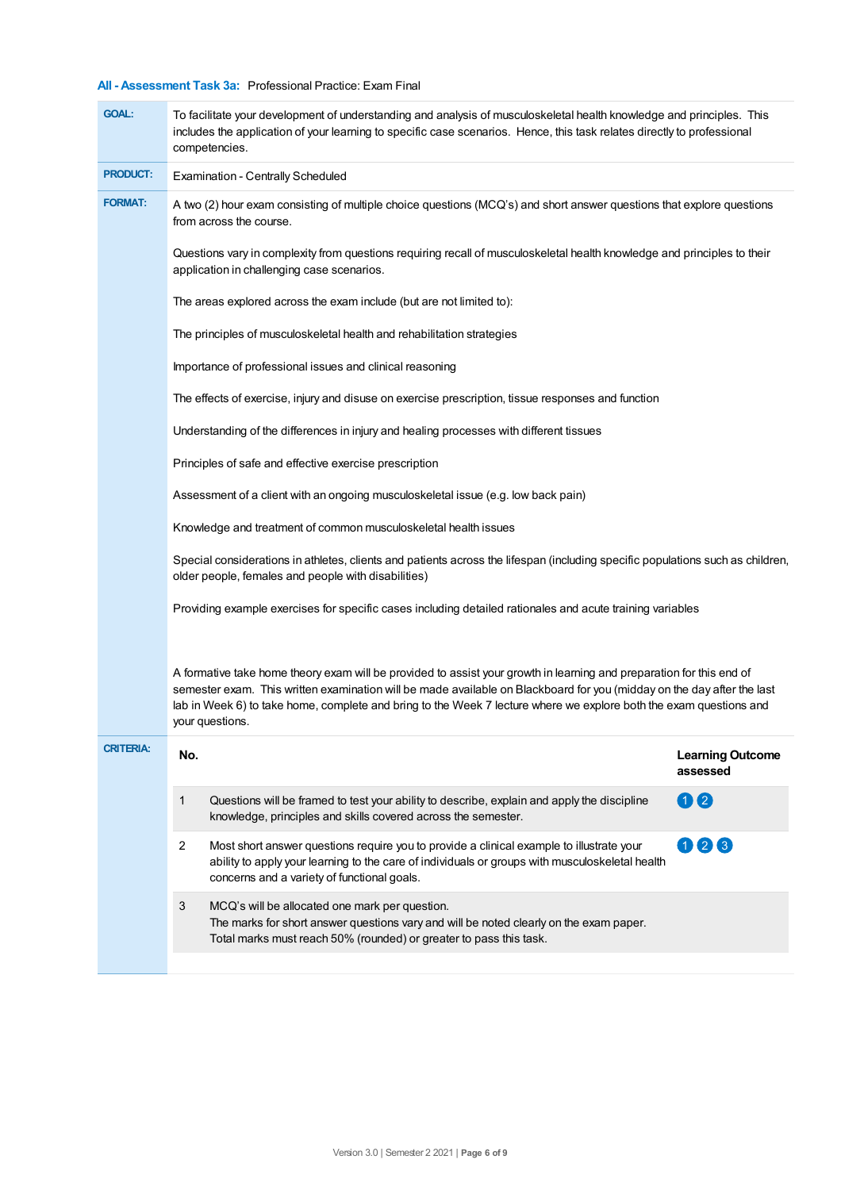### All - Assessment Task 3a: Professional Practice: Exam Final

**GOAL:**

To facilitate your development of understanding and analysis of musculoskeletal health knowledge and principles. This includes the application of your learning to specific case scenarios. Hence, this task relates directly to professional competencies.

**PRODUCT:**

Examination - Centrally Scheduled

**FORMAT:**

A two (2) hour exam consisting of multiple choice questions (MCQ's) and short answer questions that explore questions from across the course.

Questions vary in complexity from questions requiring recall of musculoskeletal health knowledge and principles to their application in challenging case scenarios.

The areas explored across the exam include (but are not limited to):

The principles of musculoskeletal health and rehabilitation strategies

Importance of professional issues and clinical reasoning

The effects of exercise, injury and disuse on exercise prescription, tissue responses and function

Understanding of the differences in injury and healing processes with different tissues

Principles of safe and effective exercise prescription

Assessment of a client with an ongoing musculoskeletal issue (e.g. low back pain)

Knowledge and treatment of common musculoskeletal health issues

Special considerations in athletes, clients and patients across the lifespan (including specific populations such as children, older people, females and people with disabilities)

Providing example exercises for specific cases including detailed rationales and acute training variables

A formative take home theory exam will be provided to assist your growth in learning and preparation for this end of semester exam. This written examination will be made available on Blackboard for you (midday on the day after the last lab in Week 6) to take home, complete and bring to the Week 7 lecture where we explore both the exam questions and your questions.

**CRITERIA:**

| No. | | Learning Outcome assessed |
|---|---|---|
| 1 | Questions will be framed to test your ability to describe, explain and apply the discipline knowledge, principles and skills covered across the semester. | 1 2 |
| 2 | Most short answer questions require you to provide a clinical example to illustrate your ability to apply your learning to the care of individuals or groups with musculoskeletal health concerns and a variety of functional goals. | 1 2 3 |
| 3 | MCQ's will be allocated one mark per question.<br>The marks for short answer questions vary and will be noted clearly on the exam paper.<br>Total marks must reach 50% (rounded) or greater to pass this task. | |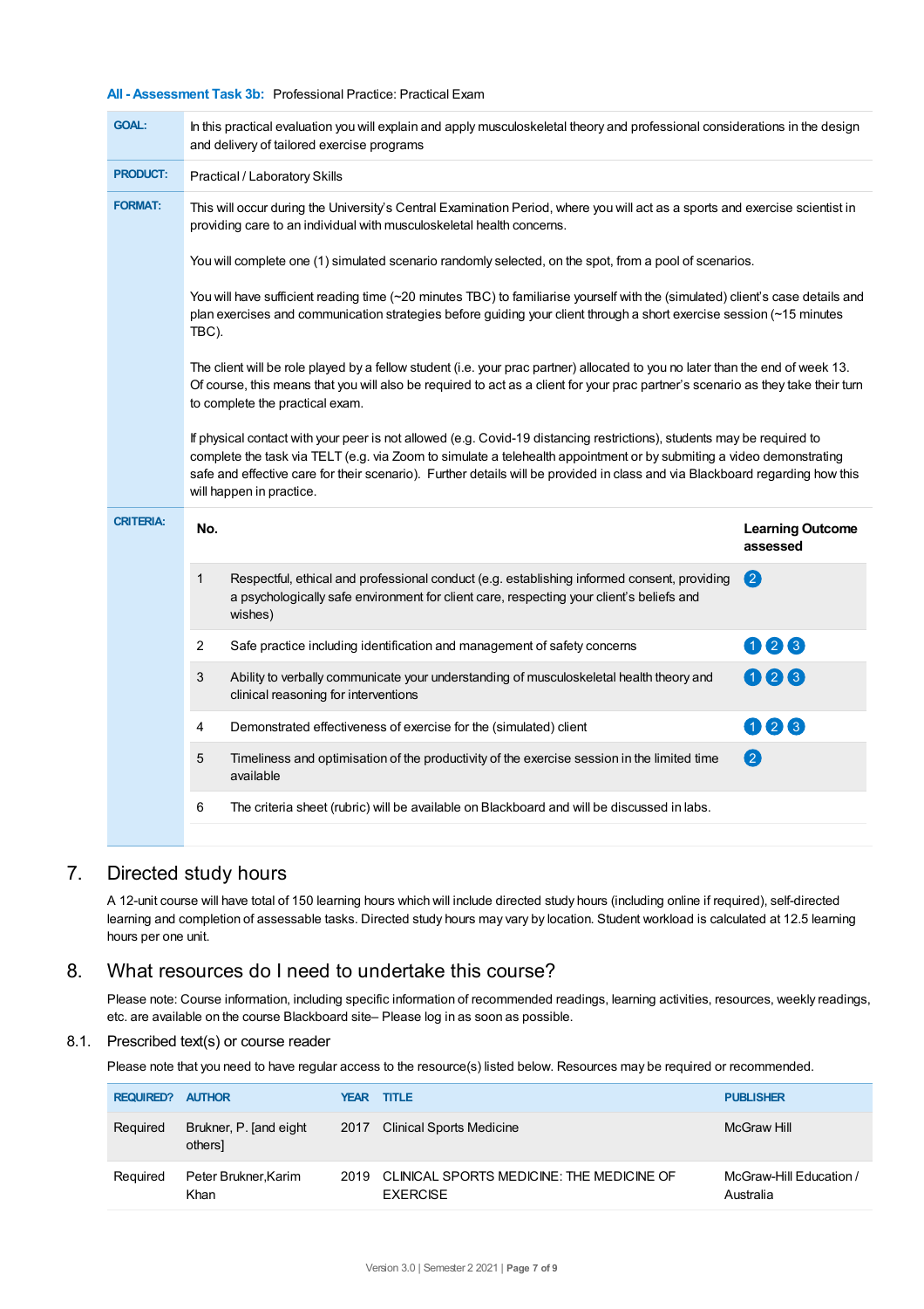**All - Assessment Task 3b:** Professional Practice: Practical Exam

| | |
|---|---|
| **GOAL:** | In this practical evaluation you will explain and apply musculoskeletal theory and professional considerations in the design and delivery of tailored exercise programs |
| **PRODUCT:** | Practical / Laboratory Skills |
| **FORMAT:** | This will occur during the University's Central Examination Period, where you will act as a sports and exercise scientist in providing care to an individual with musculoskeletal health concerns.<br><br>You will complete one (1) simulated scenario randomly selected, on the spot, from a pool of scenarios.<br><br>You will have sufficient reading time (~20 minutes TBC) to familiarise yourself with the (simulated) client's case details and plan exercises and communication strategies before guiding your client through a short exercise session (~15 minutes TBC).<br><br>The client will be role played by a fellow student (i.e. your prac partner) allocated to you no later than the end of week 13. Of course, this means that you will also be required to act as a client for your prac partner's scenario as they take their turn to complete the practical exam.<br><br>If physical contact with your peer is not allowed (e.g. Covid-19 distancing restrictions), students may be required to complete the task via TELT (e.g. via Zoom to simulate a telehealth appointment or by submiting a video demonstrating safe and effective care for their scenario). Further details will be provided in class and via Blackboard regarding how this will happen in practice. |
| **CRITERIA:** | See table below |

| No. | | Learning Outcome assessed |
|---|---|---|
| 1 | Respectful, ethical and professional conduct (e.g. establishing informed consent, providing a psychologically safe environment for client care, respecting your client's beliefs and wishes) | 2 |
| 2 | Safe practice including identification and management of safety concerns | 1 2 3 |
| 3 | Ability to verbally communicate your understanding of musculoskeletal health theory and clinical reasoning for interventions | 1 2 3 |
| 4 | Demonstrated effectiveness of exercise for the (simulated) client | 1 2 3 |
| 5 | Timeliness and optimisation of the productivity of the exercise session in the limited time available | 2 |
| 6 | The criteria sheet (rubric) will be available on Blackboard and will be discussed in labs. | |

## 7. Directed study hours

A 12-unit course will have total of 150 learning hours which will include directed study hours (including online if required), self-directed learning and completion of assessable tasks. Directed study hours may vary by location. Student workload is calculated at 12.5 learning hours per one unit.

## 8. What resources do I need to undertake this course?

Please note: Course information, including specific information of recommended readings, learning activities, resources, weekly readings, etc. are available on the course Blackboard site– Please log in as soon as possible.

### 8.1. Prescribed text(s) or course reader

Please note that you need to have regular access to the resource(s) listed below. Resources may be required or recommended.

| REQUIRED? | AUTHOR | YEAR | TITLE | PUBLISHER |
|---|---|---|---|---|
| Required | Brukner, P. [and eight others] | 2017 | Clinical Sports Medicine | McGraw Hill |
| Required | Peter Brukner,Karim Khan | 2019 | CLINICAL SPORTS MEDICINE: THE MEDICINE OF EXERCISE | McGraw-Hill Education / Australia |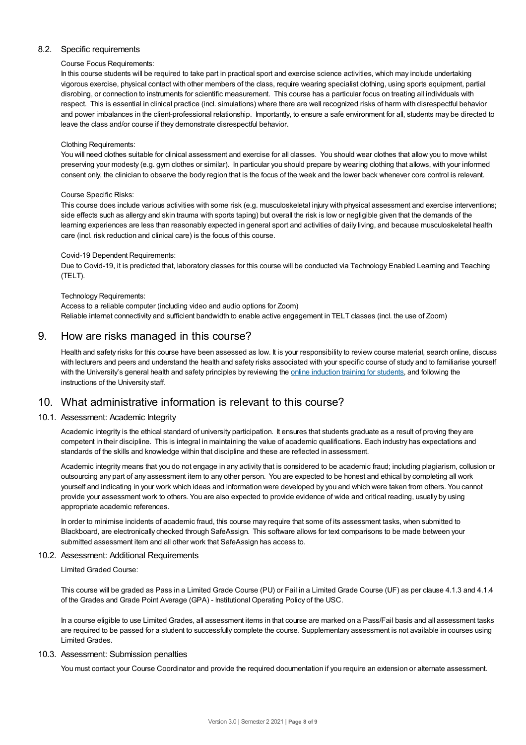### 8.2. Specific requirements

Course Focus Requirements:

In this course students will be required to take part in practical sport and exercise science activities, which may include undertaking vigorous exercise, physical contact with other members of the class, require wearing specialist clothing, using sports equipment, partial disrobing, or connection to instruments for scientific measurement. This course has a particular focus on treating all individuals with respect. This is essential in clinical practice (incl. simulations) where there are well recognized risks of harm with disrespectful behavior and power imbalances in the client-professional relationship. Importantly, to ensure a safe environment for all, students may be directed to leave the class and/or course if they demonstrate disrespectful behavior.

Clothing Requirements:

You will need clothes suitable for clinical assessment and exercise for all classes. You should wear clothes that allow you to move whilst preserving your modesty (e.g. gym clothes or similar). In particular you should prepare by wearing clothing that allows, with your informed consent only, the clinician to observe the body region that is the focus of the week and the lower back whenever core control is relevant.

Course Specific Risks:

This course does include various activities with some risk (e.g. musculoskeletal injury with physical assessment and exercise interventions; side effects such as allergy and skin trauma with sports taping) but overall the risk is low or negligible given that the demands of the learning experiences are less than reasonably expected in general sport and activities of daily living, and because musculoskeletal health care (incl. risk reduction and clinical care) is the focus of this course.

Covid-19 Dependent Requirements:

Due to Covid-19, it is predicted that, laboratory classes for this course will be conducted via Technology Enabled Learning and Teaching (TELT).

Technology Requirements:

Access to a reliable computer (including video and audio options for Zoom)
Reliable internet connectivity and sufficient bandwidth to enable active engagement in TELT classes (incl. the use of Zoom)

## 9. How are risks managed in this course?

Health and safety risks for this course have been assessed as low. It is your responsibility to review course material, search online, discuss with lecturers and peers and understand the health and safety risks associated with your specific course of study and to familiarise yourself with the University's general health and safety principles by reviewing the online induction training for students, and following the instructions of the University staff.

## 10. What administrative information is relevant to this course?

### 10.1. Assessment: Academic Integrity

Academic integrity is the ethical standard of university participation. It ensures that students graduate as a result of proving they are competent in their discipline. This is integral in maintaining the value of academic qualifications. Each industry has expectations and standards of the skills and knowledge within that discipline and these are reflected in assessment.

Academic integrity means that you do not engage in any activity that is considered to be academic fraud; including plagiarism, collusion or outsourcing any part of any assessment item to any other person. You are expected to be honest and ethical by completing all work yourself and indicating in your work which ideas and information were developed by you and which were taken from others. You cannot provide your assessment work to others. You are also expected to provide evidence of wide and critical reading, usually by using appropriate academic references.

In order to minimise incidents of academic fraud, this course may require that some of its assessment tasks, when submitted to Blackboard, are electronically checked through SafeAssign. This software allows for text comparisons to be made between your submitted assessment item and all other work that SafeAssign has access to.

### 10.2. Assessment: Additional Requirements

Limited Graded Course:

This course will be graded as Pass in a Limited Grade Course (PU) or Fail in a Limited Grade Course (UF) as per clause 4.1.3 and 4.1.4 of the Grades and Grade Point Average (GPA) - Institutional Operating Policy of the USC.

In a course eligible to use Limited Grades, all assessment items in that course are marked on a Pass/Fail basis and all assessment tasks are required to be passed for a student to successfully complete the course. Supplementary assessment is not available in courses using Limited Grades.

### 10.3. Assessment: Submission penalties

You must contact your Course Coordinator and provide the required documentation if you require an extension or alternate assessment.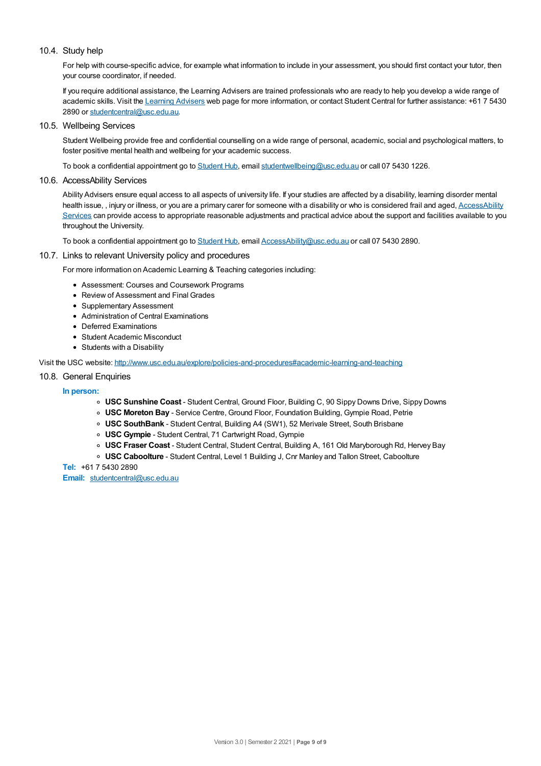### 10.4. Study help

For help with course-specific advice, for example what information to include in your assessment, you should first contact your tutor, then your course coordinator, if needed.

If you require additional assistance, the Learning Advisers are trained professionals who are ready to help you develop a wide range of academic skills. Visit the Learning Advisers web page for more information, or contact Student Central for further assistance: +61 7 5430 2890 or studentcentral@usc.edu.au.

### 10.5. Wellbeing Services

Student Wellbeing provide free and confidential counselling on a wide range of personal, academic, social and psychological matters, to foster positive mental health and wellbeing for your academic success.

To book a confidential appointment go to Student Hub, email studentwellbeing@usc.edu.au or call 07 5430 1226.

### 10.6. AccessAbility Services

Ability Advisers ensure equal access to all aspects of university life. If your studies are affected by a disability, learning disorder mental health issue, , injury or illness, or you are a primary carer for someone with a disability or who is considered frail and aged, AccessAbility Services can provide access to appropriate reasonable adjustments and practical advice about the support and facilities available to you throughout the University.

To book a confidential appointment go to Student Hub, email AccessAbility@usc.edu.au or call 07 5430 2890.

### 10.7. Links to relevant University policy and procedures

For more information on Academic Learning & Teaching categories including:

- Assessment: Courses and Coursework Programs
- Review of Assessment and Final Grades
- Supplementary Assessment
- Administration of Central Examinations
- Deferred Examinations
- Student Academic Misconduct
- Students with a Disability

Visit the USC website: http://www.usc.edu.au/explore/policies-and-procedures#academic-learning-and-teaching

### 10.8. General Enquiries

**In person:**

- **USC Sunshine Coast** - Student Central, Ground Floor, Building C, 90 Sippy Downs Drive, Sippy Downs
- **USC Moreton Bay** - Service Centre, Ground Floor, Foundation Building, Gympie Road, Petrie
- **USC SouthBank** - Student Central, Building A4 (SW1), 52 Merivale Street, South Brisbane
- **USC Gympie** - Student Central, 71 Cartwright Road, Gympie
- **USC Fraser Coast** - Student Central, Student Central, Building A, 161 Old Maryborough Rd, Hervey Bay
- **USC Caboolture** - Student Central, Level 1 Building J, Cnr Manley and Tallon Street, Caboolture

**Tel:** +61 7 5430 2890

**Email:** studentcentral@usc.edu.au